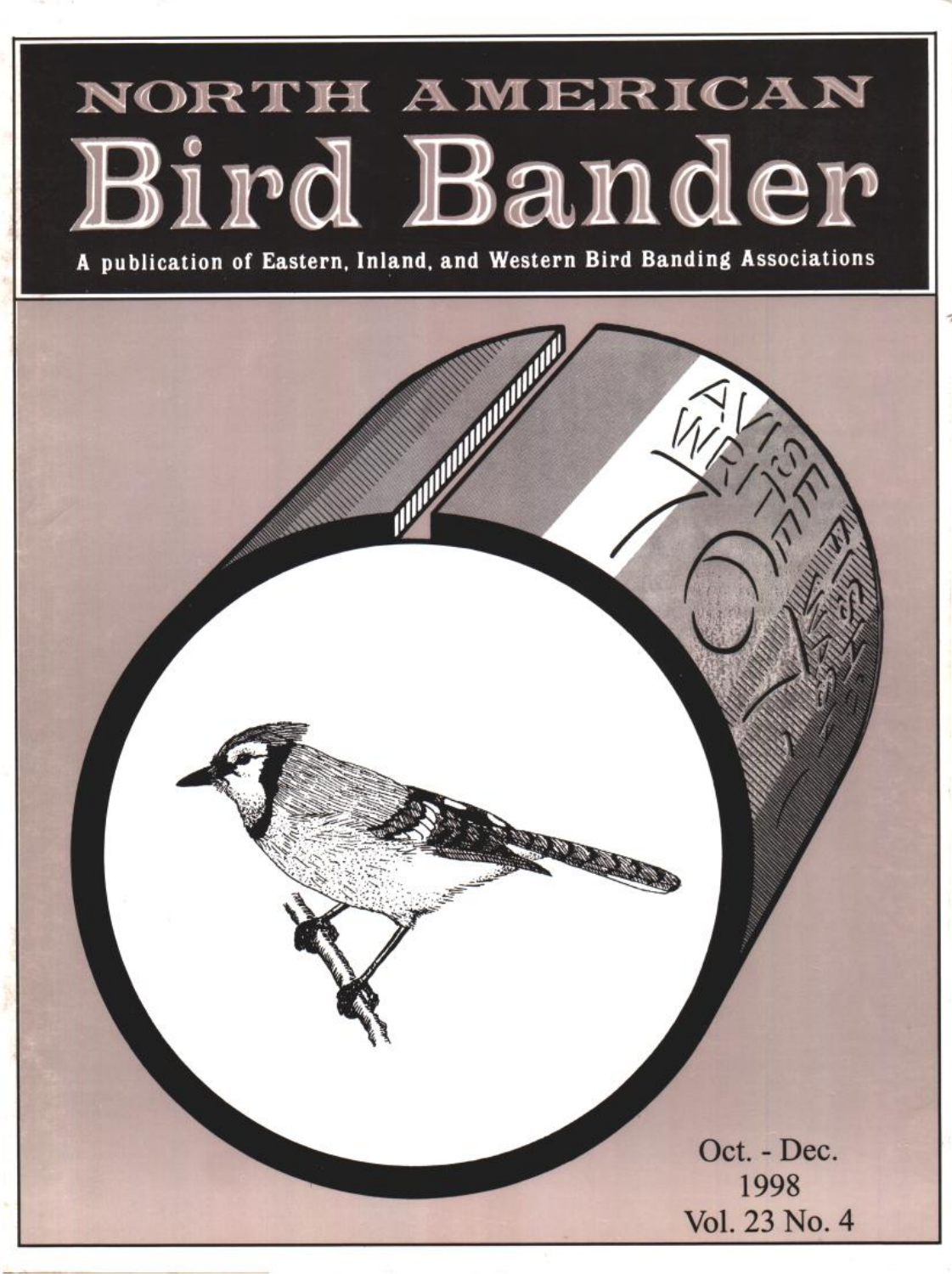# NORTH AMERICAN Bird Bander

A publication of Eastern, Inland, and Western Bird Banding Associations

Oct. - Dec.
1998
Vol. 23 No. 4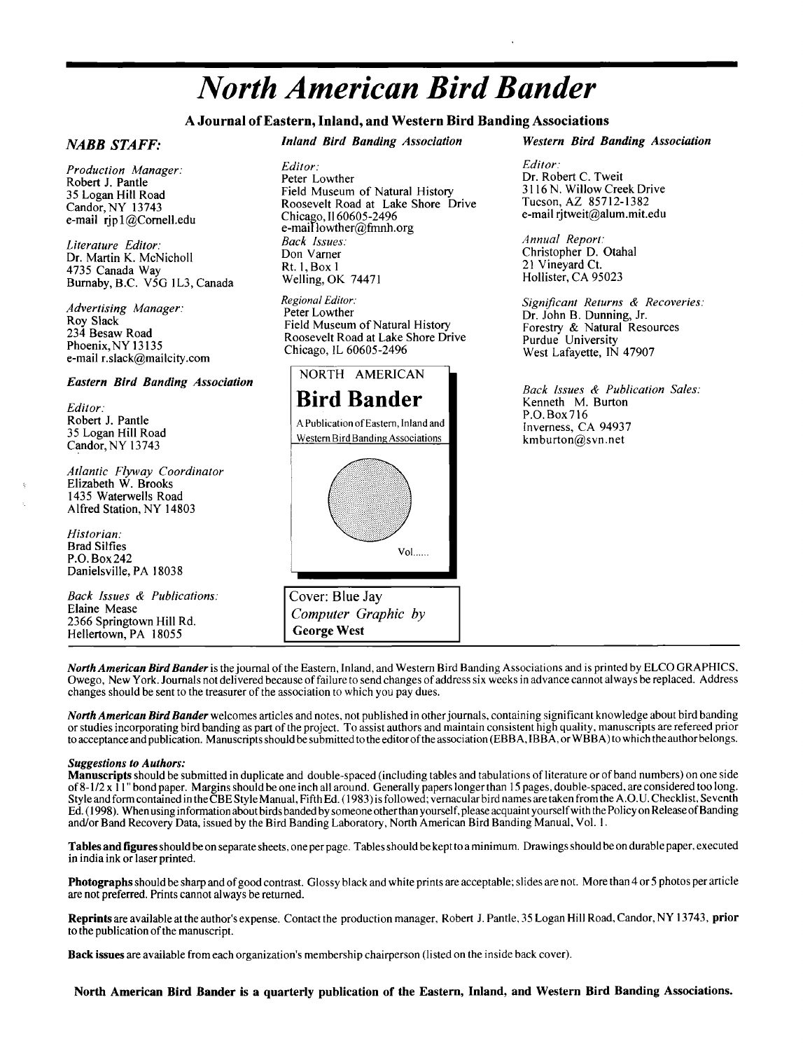# North American Bird Bander

**A Journal of Eastern, Inland, and Western Bird Banding Associations**

### *NABB STAFF:*

*Production Manager:*
Robert J. Pantle
35 Logan Hill Road
Candor, NY 13743
e-mail rjp1@Cornell.edu

*Literature Editor:*
Dr. Martin K. McNicholl
4735 Canada Way
Burnaby, B.C. V5G 1L3, Canada

*Advertising Manager:*
Roy Slack
234 Besaw Road
Phoenix, NY 13135
e-mail r.slack@mailcity.com

### *Eastern Bird Banding Association*

*Editor:*
Robert J. Pantle
35 Logan Hill Road
Candor, NY 13743

*Atlantic Flyway Coordinator*
Elizabeth W. Brooks
1435 Waterwells Road
Alfred Station, NY 14803

*Historian:*
Brad Silfies
P.O. Box 242
Danielsville, PA 18038

*Back Issues & Publications:*
Elaine Mease
2366 Springtown Hill Rd.
Hellertown, PA 18055

### *Inland Bird Banding Association*

*Editor:*
Peter Lowther
Field Museum of Natural History
Roosevelt Road at Lake Shore Drive
Chicago, Il 60605-2496
e-mail lowther@fmnh.org

*Back Issues:*
Don Varner
Rt. 1, Box 1
Welling, OK 74471

*Regional Editor:*
Peter Lowther
Field Museum of Natural History
Roosevelt Road at Lake Shore Drive
Chicago, IL 60605-2496

NORTH AMERICAN
**Bird Bander**
A Publication of Eastern, Inland and Western Bird Banding Associations
Vol......

Cover: Blue Jay
*Computer Graphic by*
**George West**

### *Western Bird Banding Association*

*Editor:*
Dr. Robert C. Tweit
3116 N. Willow Creek Drive
Tucson, AZ 85712-1382
e-mail rjtweit@alum.mit.edu

*Annual Report:*
Christopher D. Otahal
21 Vineyard Ct.
Hollister, CA 95023

*Significant Returns & Recoveries:*
Dr. John B. Dunning, Jr.
Forestry & Natural Resources
Purdue University
West Lafayette, IN 47907

*Back Issues & Publication Sales:*
Kenneth M. Burton
P.O. Box 716
Inverness, CA 94937
kmburton@svn.net

---

***North American Bird Bander*** is the journal of the Eastern, Inland, and Western Bird Banding Associations and is printed by ELCO GRAPHICS, Owego, New York. Journals not delivered because of failure to send changes of address six weeks in advance cannot always be replaced. Address changes should be sent to the treasurer of the association to which you pay dues.

***North American Bird Bander*** welcomes articles and notes, not published in other journals, containing significant knowledge about bird banding or studies incorporating bird banding as part of the project. To assist authors and maintain consistent high quality, manuscripts are refereed prior to acceptance and publication. Manuscripts should be submitted to the editor of the association (EBBA, IBBA, or WBBA) to which the author belongs.

***Suggestions to Authors:***

**Manuscripts** should be submitted in duplicate and double-spaced (including tables and tabulations of literature or of band numbers) on one side of 8-1/2 x 11" bond paper. Margins should be one inch all around. Generally papers longer than 15 pages, double-spaced, are considered too long. Style and form contained in the CBE Style Manual, Fifth Ed. (1983) is followed; vernacular bird names are taken from the A.O.U. Checklist, Seventh Ed. (1998). When using information about birds banded by someone other than yourself, please acquaint yourself with the Policy on Release of Banding and/or Band Recovery Data, issued by the Bird Banding Laboratory, North American Bird Banding Manual, Vol. 1.

**Tables and figures** should be on separate sheets, one per page. Tables should be kept to a minimum. Drawings should be on durable paper, executed in india ink or laser printed.

**Photographs** should be sharp and of good contrast. Glossy black and white prints are acceptable; slides are not. More than 4 or 5 photos per article are not preferred. Prints cannot always be returned.

**Reprints** are available at the author's expense. Contact the production manager, Robert J. Pantle, 35 Logan Hill Road, Candor, NY 13743, **prior** to the publication of the manuscript.

**Back issues** are available from each organization's membership chairperson (listed on the inside back cover).

**North American Bird Bander is a quarterly publication of the Eastern, Inland, and Western Bird Banding Associations.**